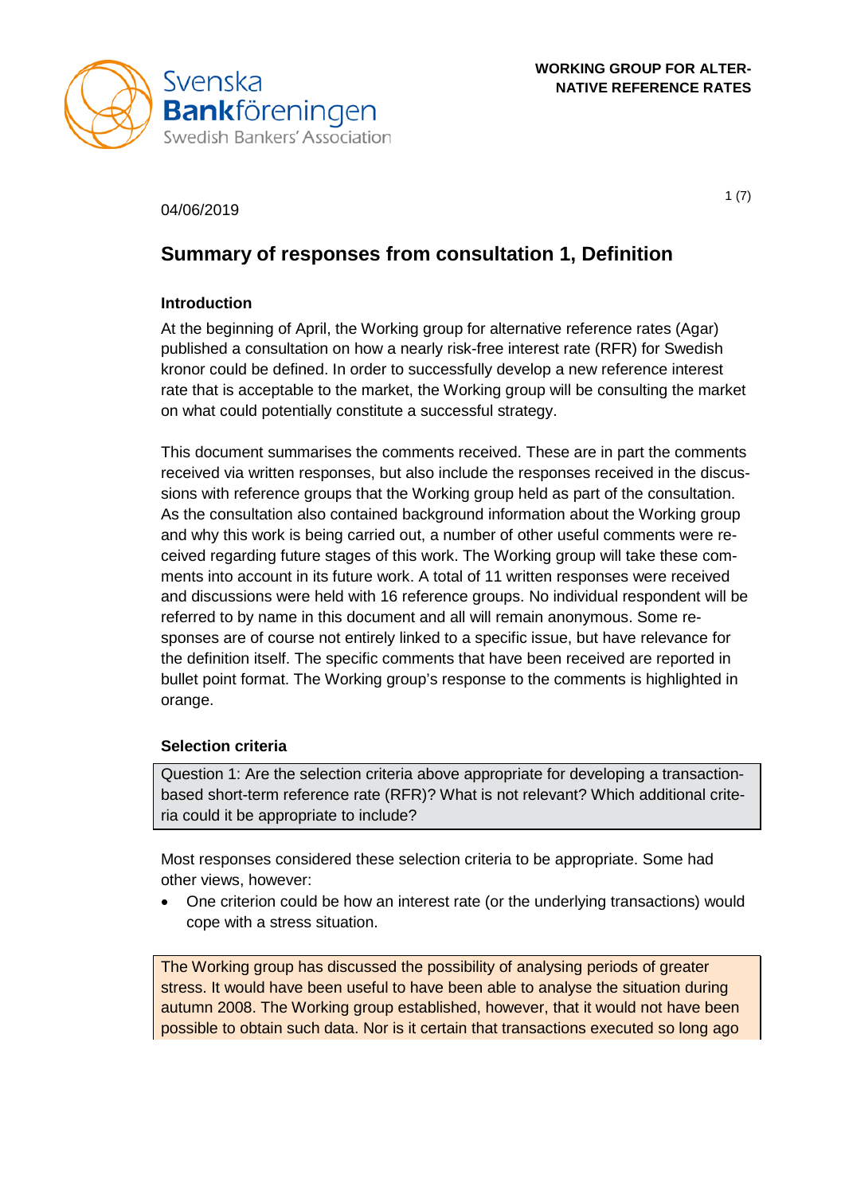WORKING GROUP FOR ALTERNATIVE REFERENCE RATES

04/06/2019

# Summary of responses from consultation 1, Definition

## Introduction

At the beginning of April, the Working group for alternative reference rates (Agar) published a consultation on how a nearly risk-free interest rate (RFR) for Swedish kronor could be defined. In order to successfully develop a new reference interest rate that is acceptable to the market, the Working group will be consulting the market on what could potentially constitute a successful strategy.

This document summarises the comments received. These are in part the comments received via written responses, but also include the responses received in the discussions with reference groups that the Working group held as part of the consultation. As the consultation also contained background information about the Working group and why this work is being carried out, a number of other useful comments were received regarding future stages of this work. The Working group will take these comments into account in its future work. A total of 11 written responses were received and discussions were held with 16 reference groups. No individual respondent will be referred to by name in this document and all will remain anonymous. Some responses are of course not entirely linked to a specific issue, but have relevance for the definition itself. The specific comments that have been received are reported in bullet point format. The Working group's response to the comments is highlighted in orange.

## Selection criteria

Question 1: Are the selection criteria above appropriate for developing a transaction-based short-term reference rate (RFR)? What is not relevant? Which additional criteria could it be appropriate to include?

Most responses considered these selection criteria to be appropriate. Some had other views, however:

- One criterion could be how an interest rate (or the underlying transactions) would cope with a stress situation.

The Working group has discussed the possibility of analysing periods of greater stress. It would have been useful to have been able to analyse the situation during autumn 2008. The Working group established, however, that it would not have been possible to obtain such data. Nor is it certain that transactions executed so long ago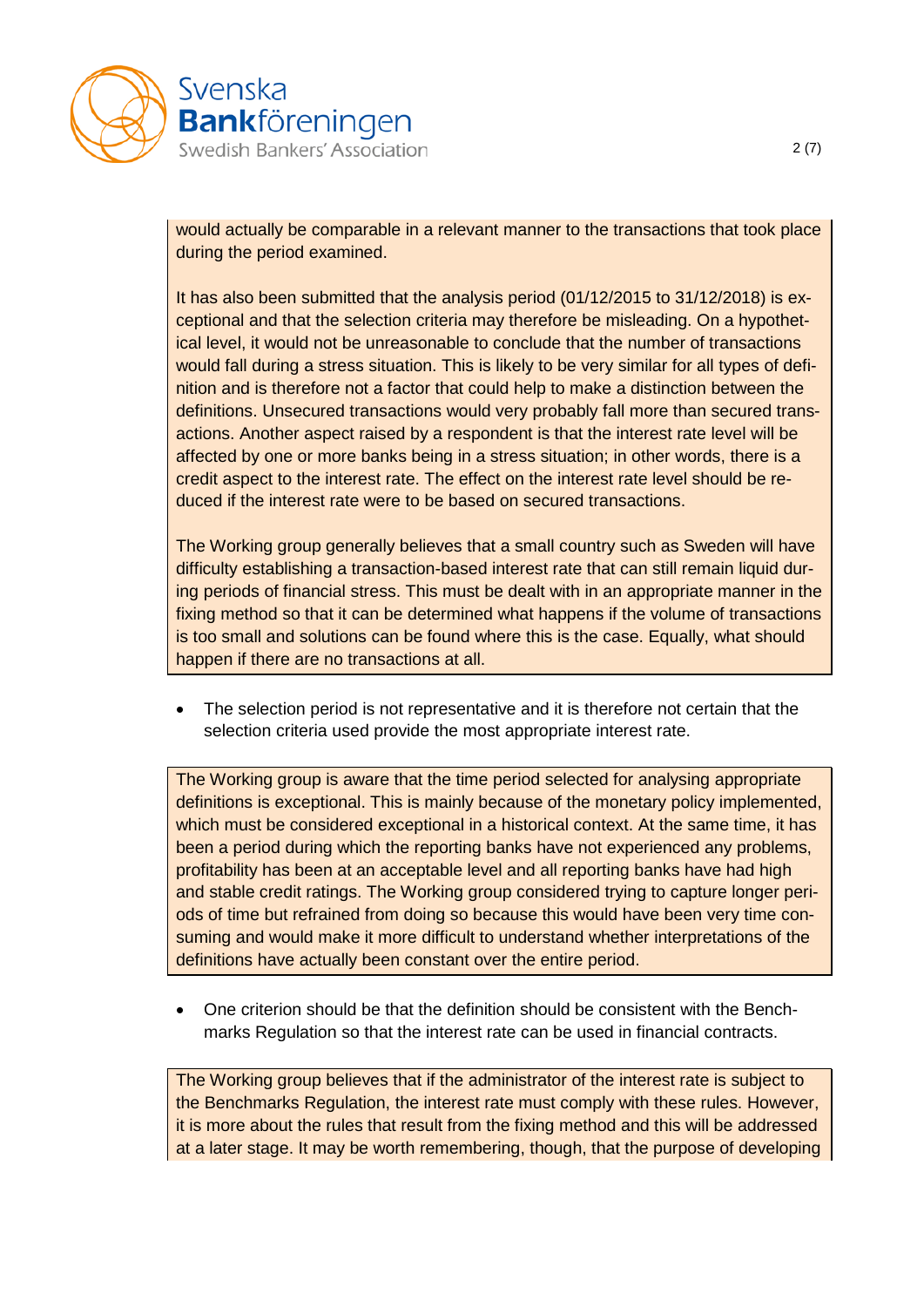would actually be comparable in a relevant manner to the transactions that took place during the period examined.

It has also been submitted that the analysis period (01/12/2015 to 31/12/2018) is exceptional and that the selection criteria may therefore be misleading. On a hypothetical level, it would not be unreasonable to conclude that the number of transactions would fall during a stress situation. This is likely to be very similar for all types of definition and is therefore not a factor that could help to make a distinction between the definitions. Unsecured transactions would very probably fall more than secured transactions. Another aspect raised by a respondent is that the interest rate level will be affected by one or more banks being in a stress situation; in other words, there is a credit aspect to the interest rate. The effect on the interest rate level should be reduced if the interest rate were to be based on secured transactions.

The Working group generally believes that a small country such as Sweden will have difficulty establishing a transaction-based interest rate that can still remain liquid during periods of financial stress. This must be dealt with in an appropriate manner in the fixing method so that it can be determined what happens if the volume of transactions is too small and solutions can be found where this is the case. Equally, what should happen if there are no transactions at all.

- The selection period is not representative and it is therefore not certain that the selection criteria used provide the most appropriate interest rate.

The Working group is aware that the time period selected for analysing appropriate definitions is exceptional. This is mainly because of the monetary policy implemented, which must be considered exceptional in a historical context. At the same time, it has been a period during which the reporting banks have not experienced any problems, profitability has been at an acceptable level and all reporting banks have had high and stable credit ratings. The Working group considered trying to capture longer periods of time but refrained from doing so because this would have been very time consuming and would make it more difficult to understand whether interpretations of the definitions have actually been constant over the entire period.

- One criterion should be that the definition should be consistent with the Benchmarks Regulation so that the interest rate can be used in financial contracts.

The Working group believes that if the administrator of the interest rate is subject to the Benchmarks Regulation, the interest rate must comply with these rules. However, it is more about the rules that result from the fixing method and this will be addressed at a later stage. It may be worth remembering, though, that the purpose of developing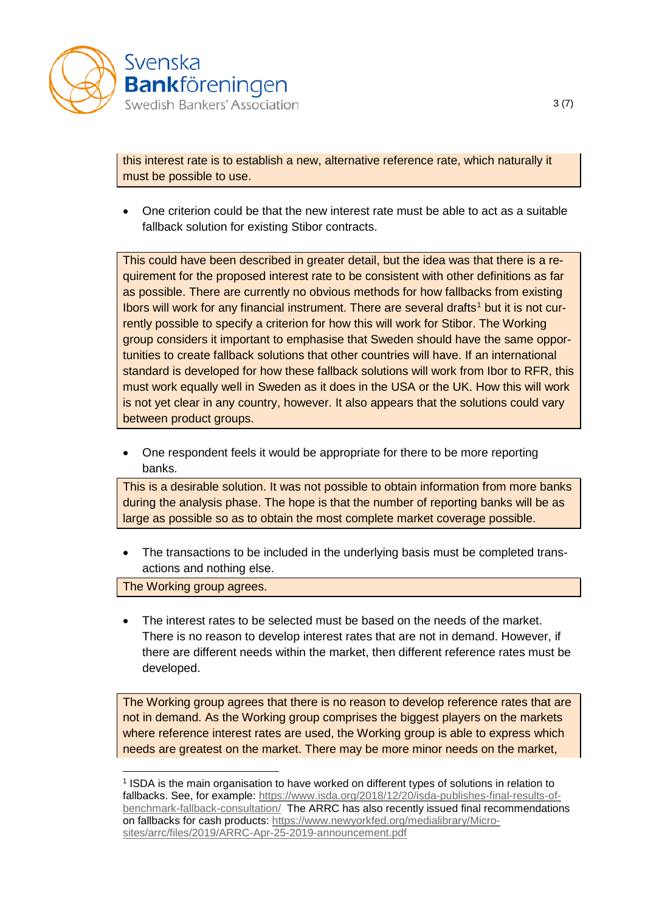this interest rate is to establish a new, alternative reference rate, which naturally it must be possible to use.

- One criterion could be that the new interest rate must be able to act as a suitable fallback solution for existing Stibor contracts.

This could have been described in greater detail, but the idea was that there is a requirement for the proposed interest rate to be consistent with other definitions as far as possible. There are currently no obvious methods for how fallbacks from existing Ibors will work for any financial instrument. There are several drafts[1] but it is not currently possible to specify a criterion for how this will work for Stibor. The Working group considers it important to emphasise that Sweden should have the same opportunities to create fallback solutions that other countries will have. If an international standard is developed for how these fallback solutions will work from Ibor to RFR, this must work equally well in Sweden as it does in the USA or the UK. How this will work is not yet clear in any country, however. It also appears that the solutions could vary between product groups.

- One respondent feels it would be appropriate for there to be more reporting banks.

This is a desirable solution. It was not possible to obtain information from more banks during the analysis phase. The hope is that the number of reporting banks will be as large as possible so as to obtain the most complete market coverage possible.

- The transactions to be included in the underlying basis must be completed transactions and nothing else.

The Working group agrees.

- The interest rates to be selected must be based on the needs of the market. There is no reason to develop interest rates that are not in demand. However, if there are different needs within the market, then different reference rates must be developed.

The Working group agrees that there is no reason to develop reference rates that are not in demand. As the Working group comprises the biggest players on the markets where reference interest rates are used, the Working group is able to express which needs are greatest on the market. There may be more minor needs on the market,

---

[1] ISDA is the main organisation to have worked on different types of solutions in relation to fallbacks. See, for example: https://www.isda.org/2018/12/20/isda-publishes-final-results-of-benchmark-fallback-consultation/ The ARRC has also recently issued final recommendations on fallbacks for cash products: https://www.newyorkfed.org/medialibrary/Microsites/arrc/files/2019/ARRC-Apr-25-2019-announcement.pdf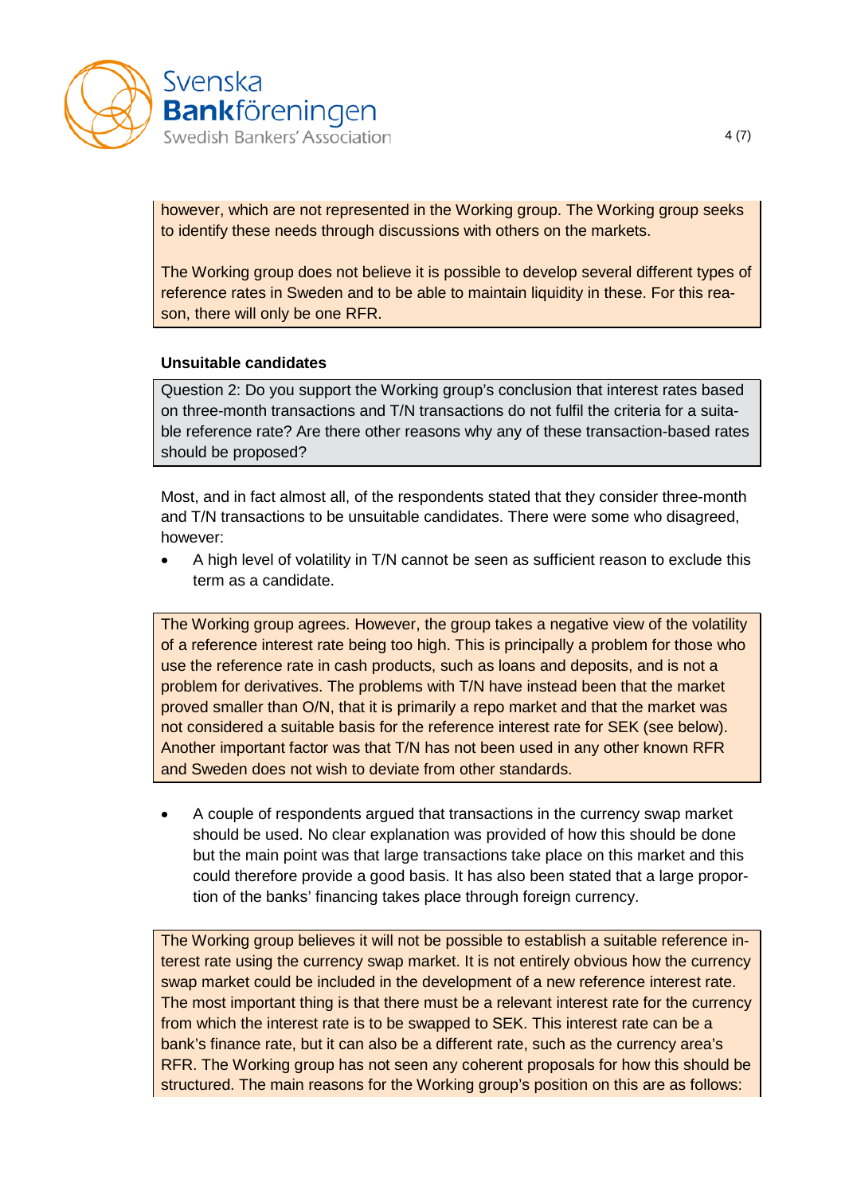however, which are not represented in the Working group. The Working group seeks to identify these needs through discussions with others on the markets.

The Working group does not believe it is possible to develop several different types of reference rates in Sweden and to be able to maintain liquidity in these. For this reason, there will only be one RFR.

**Unsuitable candidates**

Question 2: Do you support the Working group's conclusion that interest rates based on three-month transactions and T/N transactions do not fulfil the criteria for a suitable reference rate? Are there other reasons why any of these transaction-based rates should be proposed?

Most, and in fact almost all, of the respondents stated that they consider three-month and T/N transactions to be unsuitable candidates. There were some who disagreed, however:

- A high level of volatility in T/N cannot be seen as sufficient reason to exclude this term as a candidate.

The Working group agrees. However, the group takes a negative view of the volatility of a reference interest rate being too high. This is principally a problem for those who use the reference rate in cash products, such as loans and deposits, and is not a problem for derivatives. The problems with T/N have instead been that the market proved smaller than O/N, that it is primarily a repo market and that the market was not considered a suitable basis for the reference interest rate for SEK (see below). Another important factor was that T/N has not been used in any other known RFR and Sweden does not wish to deviate from other standards.

- A couple of respondents argued that transactions in the currency swap market should be used. No clear explanation was provided of how this should be done but the main point was that large transactions take place on this market and this could therefore provide a good basis. It has also been stated that a large proportion of the banks' financing takes place through foreign currency.

The Working group believes it will not be possible to establish a suitable reference interest rate using the currency swap market. It is not entirely obvious how the currency swap market could be included in the development of a new reference interest rate. The most important thing is that there must be a relevant interest rate for the currency from which the interest rate is to be swapped to SEK. This interest rate can be a bank's finance rate, but it can also be a different rate, such as the currency area's RFR. The Working group has not seen any coherent proposals for how this should be structured. The main reasons for the Working group's position on this are as follows: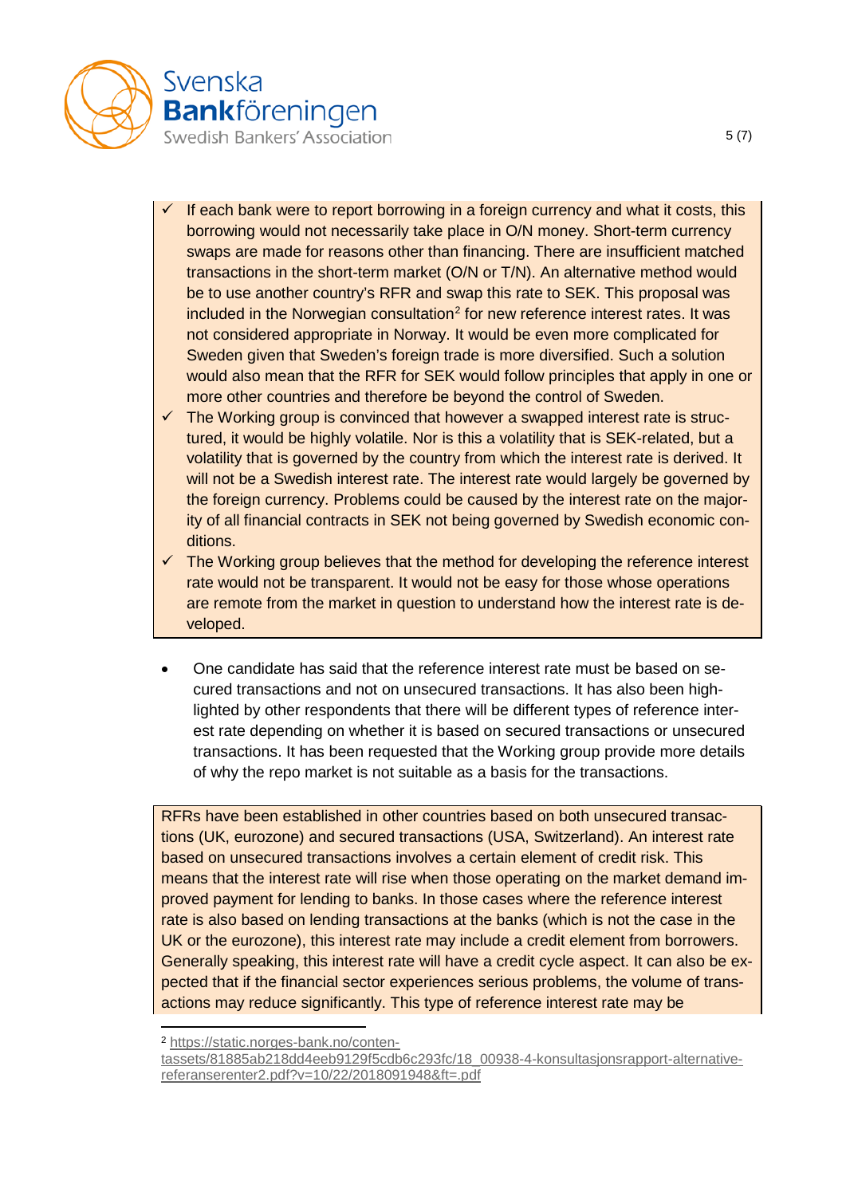- ✓ If each bank were to report borrowing in a foreign currency and what it costs, this borrowing would not necessarily take place in O/N money. Short-term currency swaps are made for reasons other than financing. There are insufficient matched transactions in the short-term market (O/N or T/N). An alternative method would be to use another country's RFR and swap this rate to SEK. This proposal was included in the Norwegian consultation[2] for new reference interest rates. It was not considered appropriate in Norway. It would be even more complicated for Sweden given that Sweden's foreign trade is more diversified. Such a solution would also mean that the RFR for SEK would follow principles that apply in one or more other countries and therefore be beyond the control of Sweden.
- ✓ The Working group is convinced that however a swapped interest rate is structured, it would be highly volatile. Nor is this a volatility that is SEK-related, but a volatility that is governed by the country from which the interest rate is derived. It will not be a Swedish interest rate. The interest rate would largely be governed by the foreign currency. Problems could be caused by the interest rate on the majority of all financial contracts in SEK not being governed by Swedish economic conditions.
- ✓ The Working group believes that the method for developing the reference interest rate would not be transparent. It would not be easy for those whose operations are remote from the market in question to understand how the interest rate is developed.

- One candidate has said that the reference interest rate must be based on secured transactions and not on unsecured transactions. It has also been highlighted by other respondents that there will be different types of reference interest rate depending on whether it is based on secured transactions or unsecured transactions. It has been requested that the Working group provide more details of why the repo market is not suitable as a basis for the transactions.

RFRs have been established in other countries based on both unsecured transactions (UK, eurozone) and secured transactions (USA, Switzerland). An interest rate based on unsecured transactions involves a certain element of credit risk. This means that the interest rate will rise when those operating on the market demand improved payment for lending to banks. In those cases where the reference interest rate is also based on lending transactions at the banks (which is not the case in the UK or the eurozone), this interest rate may include a credit element from borrowers. Generally speaking, this interest rate will have a credit cycle aspect. It can also be expected that if the financial sector experiences serious problems, the volume of transactions may reduce significantly. This type of reference interest rate may be

[2] https://static.norges-bank.no/contentassets/81885ab218dd4eeb9129f5cdb6c293fc/18_00938-4-konsultasjonsrapport-alternative-referanserenter2.pdf?v=10/22/2018091948&ft=.pdf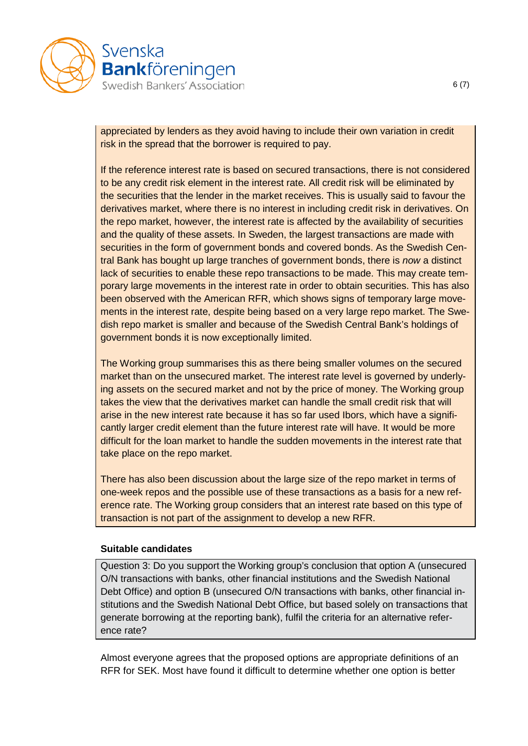appreciated by lenders as they avoid having to include their own variation in credit risk in the spread that the borrower is required to pay.

If the reference interest rate is based on secured transactions, there is not considered to be any credit risk element in the interest rate. All credit risk will be eliminated by the securities that the lender in the market receives. This is usually said to favour the derivatives market, where there is no interest in including credit risk in derivatives. On the repo market, however, the interest rate is affected by the availability of securities and the quality of these assets. In Sweden, the largest transactions are made with securities in the form of government bonds and covered bonds. As the Swedish Central Bank has bought up large tranches of government bonds, there is *now* a distinct lack of securities to enable these repo transactions to be made. This may create temporary large movements in the interest rate in order to obtain securities. This has also been observed with the American RFR, which shows signs of temporary large movements in the interest rate, despite being based on a very large repo market. The Swedish repo market is smaller and because of the Swedish Central Bank's holdings of government bonds it is now exceptionally limited.

The Working group summarises this as there being smaller volumes on the secured market than on the unsecured market. The interest rate level is governed by underlying assets on the secured market and not by the price of money. The Working group takes the view that the derivatives market can handle the small credit risk that will arise in the new interest rate because it has so far used Ibors, which have a significantly larger credit element than the future interest rate will have. It would be more difficult for the loan market to handle the sudden movements in the interest rate that take place on the repo market.

There has also been discussion about the large size of the repo market in terms of one-week repos and the possible use of these transactions as a basis for a new reference rate. The Working group considers that an interest rate based on this type of transaction is not part of the assignment to develop a new RFR.

**Suitable candidates**

Question 3: Do you support the Working group's conclusion that option A (unsecured O/N transactions with banks, other financial institutions and the Swedish National Debt Office) and option B (unsecured O/N transactions with banks, other financial institutions and the Swedish National Debt Office, but based solely on transactions that generate borrowing at the reporting bank), fulfil the criteria for an alternative reference rate?

Almost everyone agrees that the proposed options are appropriate definitions of an RFR for SEK. Most have found it difficult to determine whether one option is better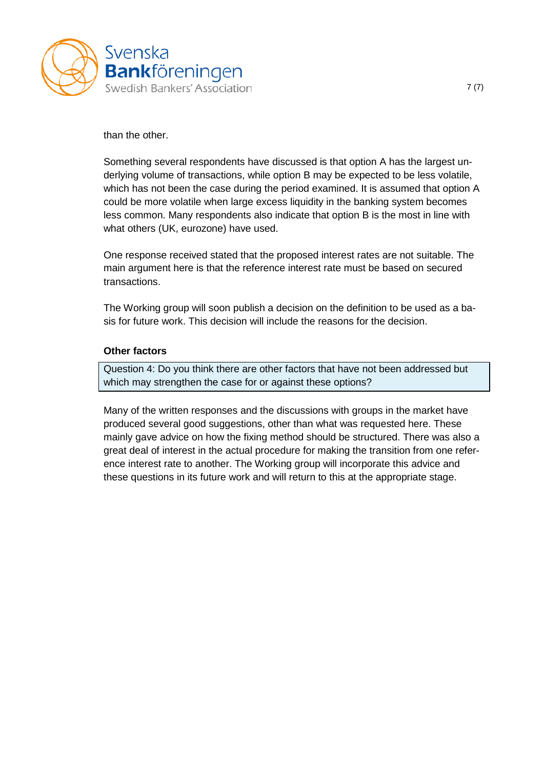than the other.

Something several respondents have discussed is that option A has the largest underlying volume of transactions, while option B may be expected to be less volatile, which has not been the case during the period examined. It is assumed that option A could be more volatile when large excess liquidity in the banking system becomes less common. Many respondents also indicate that option B is the most in line with what others (UK, eurozone) have used.

One response received stated that the proposed interest rates are not suitable. The main argument here is that the reference interest rate must be based on secured transactions.

The Working group will soon publish a decision on the definition to be used as a basis for future work. This decision will include the reasons for the decision.

**Other factors**

Question 4: Do you think there are other factors that have not been addressed but which may strengthen the case for or against these options?

Many of the written responses and the discussions with groups in the market have produced several good suggestions, other than what was requested here. These mainly gave advice on how the fixing method should be structured. There was also a great deal of interest in the actual procedure for making the transition from one reference interest rate to another. The Working group will incorporate this advice and these questions in its future work and will return to this at the appropriate stage.